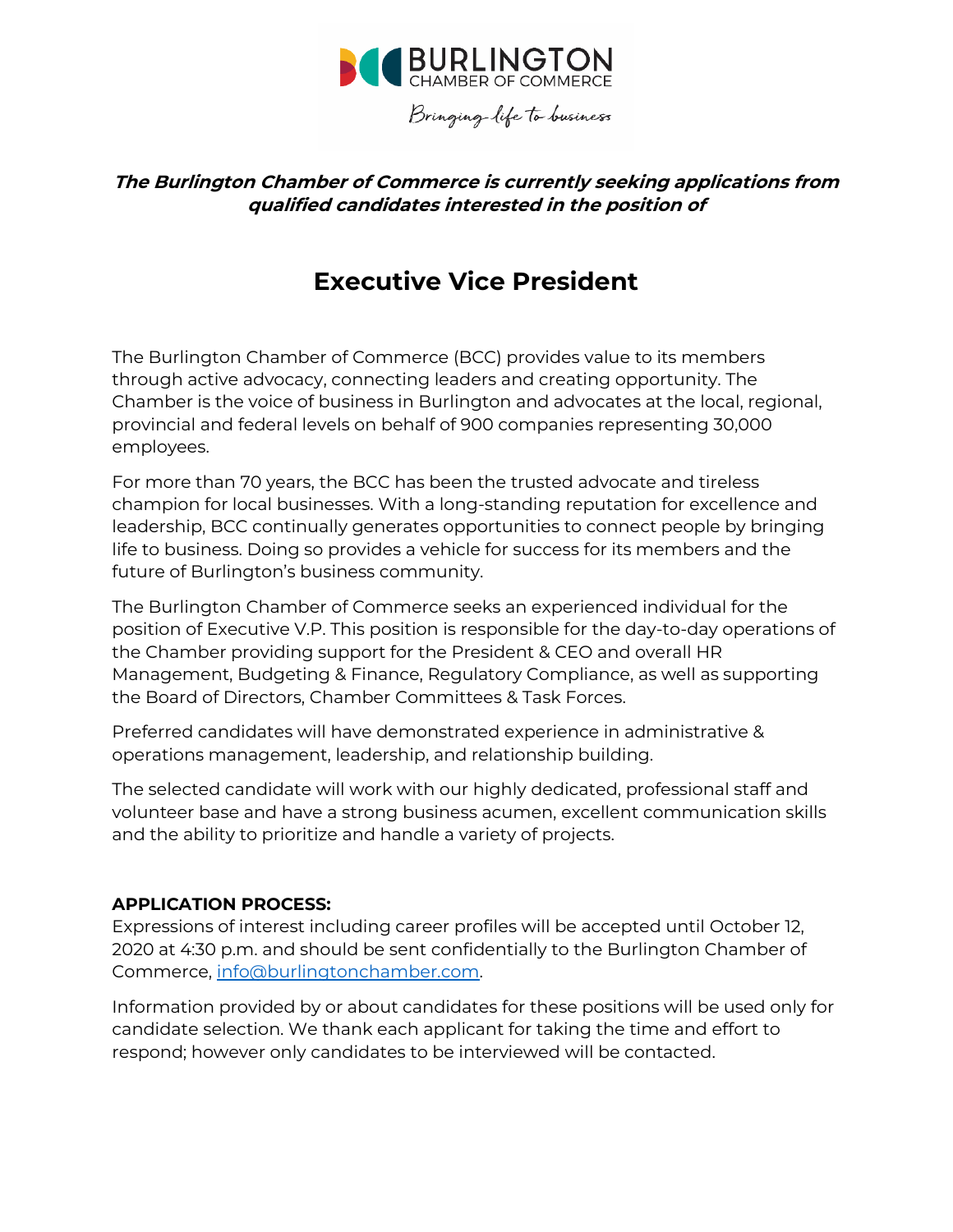**BURLINGTON**
CHAMBER OF COMMERCE

*Bringing life to business*

***The Burlington Chamber of Commerce is currently seeking applications from qualified candidates interested in the position of***

# Executive Vice President

The Burlington Chamber of Commerce (BCC) provides value to its members through active advocacy, connecting leaders and creating opportunity. The Chamber is the voice of business in Burlington and advocates at the local, regional, provincial and federal levels on behalf of 900 companies representing 30,000 employees.

For more than 70 years, the BCC has been the trusted advocate and tireless champion for local businesses. With a long-standing reputation for excellence and leadership, BCC continually generates opportunities to connect people by bringing life to business. Doing so provides a vehicle for success for its members and the future of Burlington's business community.

The Burlington Chamber of Commerce seeks an experienced individual for the position of Executive V.P. This position is responsible for the day-to-day operations of the Chamber providing support for the President & CEO and overall HR Management, Budgeting & Finance, Regulatory Compliance, as well as supporting the Board of Directors, Chamber Committees & Task Forces.

Preferred candidates will have demonstrated experience in administrative & operations management, leadership, and relationship building.

The selected candidate will work with our highly dedicated, professional staff and volunteer base and have a strong business acumen, excellent communication skills and the ability to prioritize and handle a variety of projects.

**APPLICATION PROCESS:**

Expressions of interest including career profiles will be accepted until October 12, 2020 at 4:30 p.m. and should be sent confidentially to the Burlington Chamber of Commerce, info@burlingtonchamber.com.

Information provided by or about candidates for these positions will be used only for candidate selection. We thank each applicant for taking the time and effort to respond; however only candidates to be interviewed will be contacted.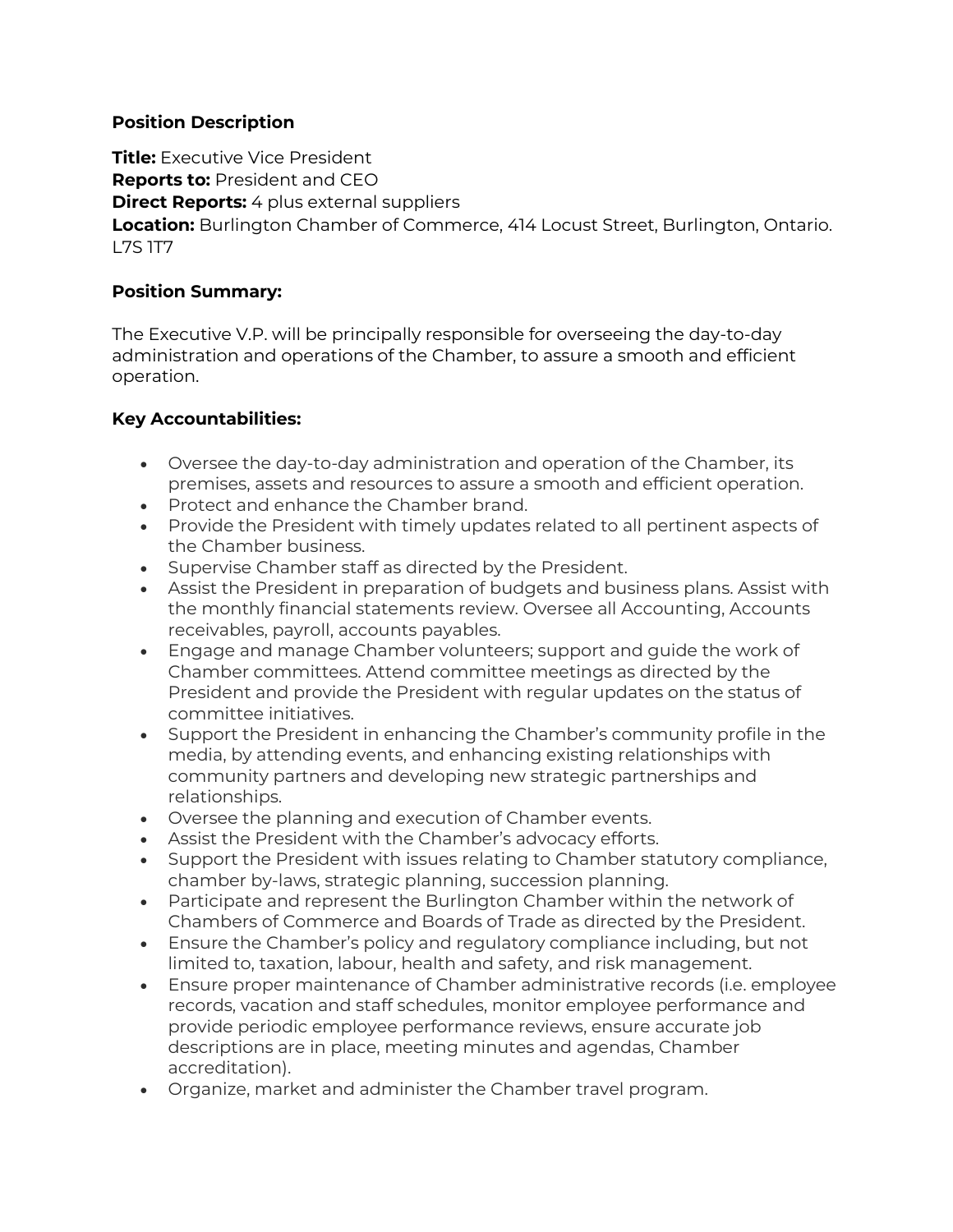**Position Description**

**Title:** Executive Vice President
**Reports to:** President and CEO
**Direct Reports:** 4 plus external suppliers
**Location:** Burlington Chamber of Commerce, 414 Locust Street, Burlington, Ontario. L7S 1T7

**Position Summary:**

The Executive V.P. will be principally responsible for overseeing the day-to-day administration and operations of the Chamber, to assure a smooth and efficient operation.

**Key Accountabilities:**

- Oversee the day-to-day administration and operation of the Chamber, its premises, assets and resources to assure a smooth and efficient operation.
- Protect and enhance the Chamber brand.
- Provide the President with timely updates related to all pertinent aspects of the Chamber business.
- Supervise Chamber staff as directed by the President.
- Assist the President in preparation of budgets and business plans. Assist with the monthly financial statements review. Oversee all Accounting, Accounts receivables, payroll, accounts payables.
- Engage and manage Chamber volunteers; support and guide the work of Chamber committees. Attend committee meetings as directed by the President and provide the President with regular updates on the status of committee initiatives.
- Support the President in enhancing the Chamber's community profile in the media, by attending events, and enhancing existing relationships with community partners and developing new strategic partnerships and relationships.
- Oversee the planning and execution of Chamber events.
- Assist the President with the Chamber's advocacy efforts.
- Support the President with issues relating to Chamber statutory compliance, chamber by-laws, strategic planning, succession planning.
- Participate and represent the Burlington Chamber within the network of Chambers of Commerce and Boards of Trade as directed by the President.
- Ensure the Chamber's policy and regulatory compliance including, but not limited to, taxation, labour, health and safety, and risk management.
- Ensure proper maintenance of Chamber administrative records (i.e. employee records, vacation and staff schedules, monitor employee performance and provide periodic employee performance reviews, ensure accurate job descriptions are in place, meeting minutes and agendas, Chamber accreditation).
- Organize, market and administer the Chamber travel program.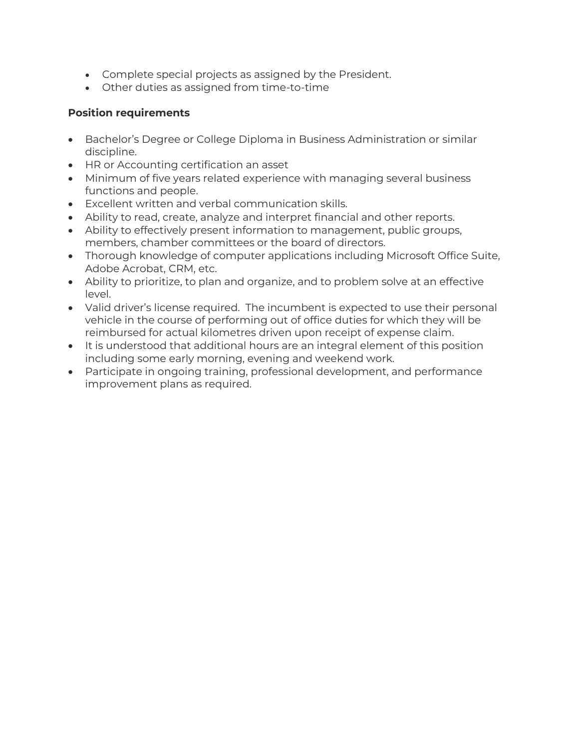- Complete special projects as assigned by the President.
- Other duties as assigned from time-to-time

**Position requirements**

- Bachelor's Degree or College Diploma in Business Administration or similar discipline.
- HR or Accounting certification an asset
- Minimum of five years related experience with managing several business functions and people.
- Excellent written and verbal communication skills.
- Ability to read, create, analyze and interpret financial and other reports.
- Ability to effectively present information to management, public groups, members, chamber committees or the board of directors.
- Thorough knowledge of computer applications including Microsoft Office Suite, Adobe Acrobat, CRM, etc.
- Ability to prioritize, to plan and organize, and to problem solve at an effective level.
- Valid driver's license required. The incumbent is expected to use their personal vehicle in the course of performing out of office duties for which they will be reimbursed for actual kilometres driven upon receipt of expense claim.
- It is understood that additional hours are an integral element of this position including some early morning, evening and weekend work.
- Participate in ongoing training, professional development, and performance improvement plans as required.